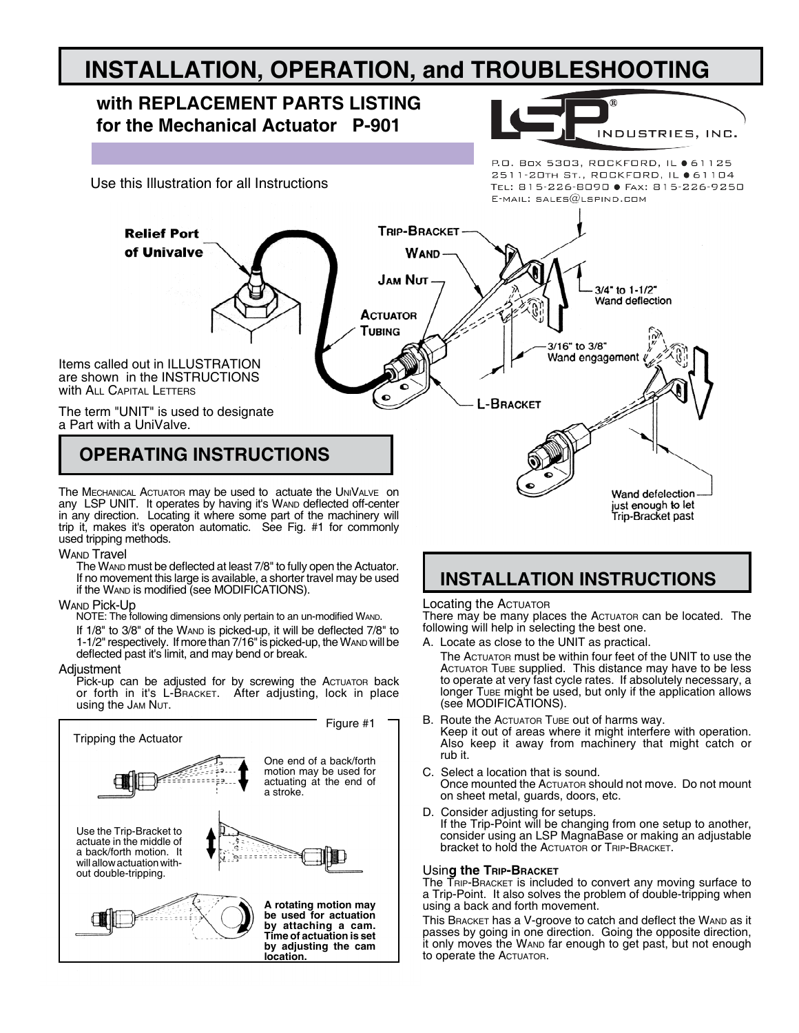# INSTALLATION, OPERATION, and TROUBLESHOOTING

## with REPLACEMENT PARTS LISTING for the Mechanical Actuator P-901

LSP® INDUSTRIES, INC.

P.O. Box 5303, Rockford, IL ● 61125
2511-20th St., Rockford, IL ● 61104
Tel: 815-226-8090 ● Fax: 815-226-9250
E-mail: sales@lspind.com

Use this Illustration for all Instructions

Relief Port of Univalve

Trip-Bracket

Wand

Jam Nut

Actuator Tubing

L-Bracket

3/4" to 1-1/2" Wand deflection

3/16" to 3/8" Wand engagement

Wand defelection just enough to let Trip-Bracket past

Items called out in ILLUSTRATION are shown in the INSTRUCTIONS with All Capital Letters

The term "UNIT" is used to designate a Part with a UniValve.

## OPERATING INSTRUCTIONS

The Mechanical Actuator may be used to actuate the UniValve on any LSP UNIT. It operates by having it's Wand deflected off-center in any direction. Locating it where some part of the machinery will trip it, makes it's operaton automatic. See Fig. #1 for commonly used tripping methods.

### Wand Travel

The Wand must be deflected at least 7/8" to fully open the Actuator. If no movement this large is available, a shorter travel may be used if the Wand is modified (see MODIFICATIONS).

### Wand Pick-Up

NOTE: The following dimensions only pertain to an un-modified Wand.

If 1/8" to 3/8" of the Wand is picked-up, it will be deflected 7/8" to 1-1/2" respectively. If more than 7/16" is picked-up, the Wand will be deflected past it's limit, and may bend or break.

### Adjustment

Pick-up can be adjusted for by screwing the Actuator back or forth in it's L-Bracket. After adjusting, lock in place using the Jam Nut.

Figure #1

Tripping the Actuator

One end of a back/forth motion may be used for actuating at the end of a stroke.

Use the Trip-Bracket to actuate in the middle of a back/forth motion. It will allow actuation without double-tripping.

**A rotating motion may be used for actuation by attaching a cam. Time of actuation is set by adjusting the cam location.**

## INSTALLATION INSTRUCTIONS

### Locating the Actuator

There may be many places the Actuator can be located. The following will help in selecting the best one.

A. Locate as close to the UNIT as practical.
   The Actuator must be within four feet of the UNIT to use the Actuator Tube supplied. This distance may have to be less to operate at very fast cycle rates. If absolutely necessary, a longer Tube might be used, but only if the application allows (see MODIFICATIONS).

B. Route the Actuator Tube out of harms way.
   Keep it out of areas where it might interfere with operation. Also keep it away from machinery that might catch or rub it.

C. Select a location that is sound.
   Once mounted the Actuator should not move. Do not mount on sheet metal, guards, doors, etc.

D. Consider adjusting for setups.
   If the Trip-Point will be changing from one setup to another, consider using an LSP MagnaBase or making an adjustable bracket to hold the Actuator or Trip-Bracket.

### Using the Trip-Bracket

The Trip-Bracket is included to convert any moving surface to a Trip-Point. It also solves the problem of double-tripping when using a back and forth movement.

This Bracket has a V-groove to catch and deflect the Wand as it passes by going in one direction. Going the opposite direction, it only moves the Wand far enough to get past, but not enough to operate the Actuator.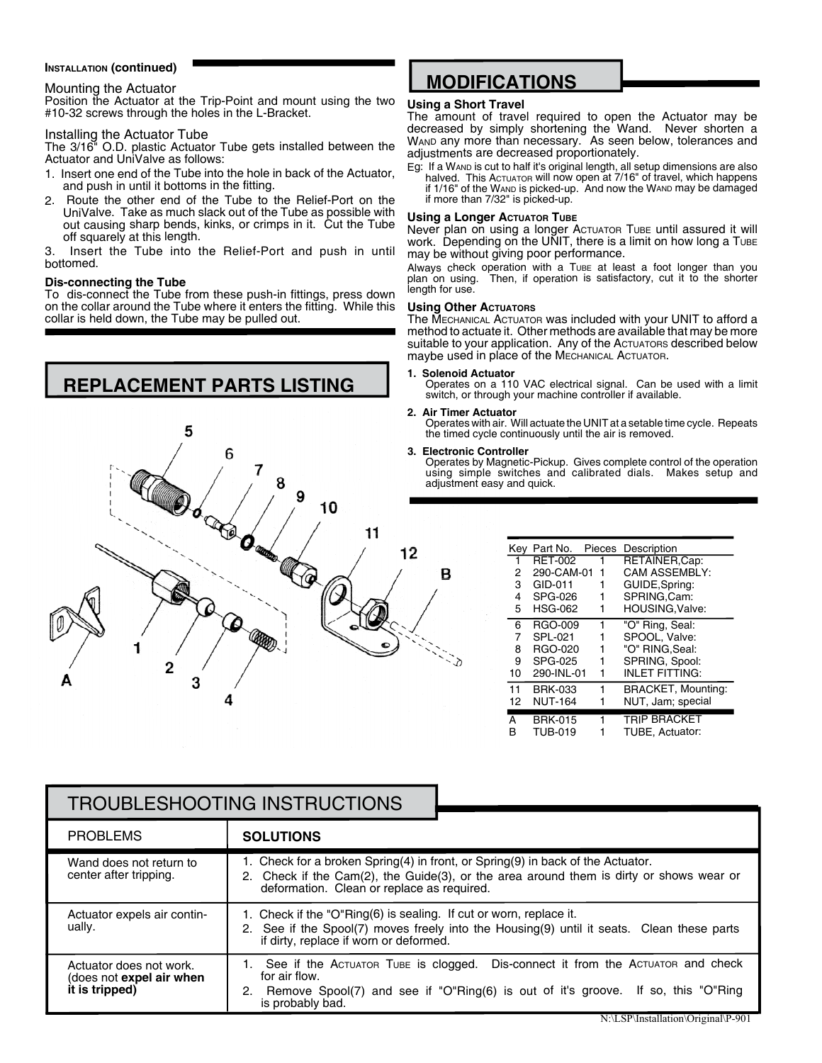**INSTALLATION (continued)**

Mounting the Actuator
Position the Actuator at the Trip-Point and mount using the two #10-32 screws through the holes in the L-Bracket.

Installing the Actuator Tube
The 3/16" O.D. plastic Actuator Tube gets installed between the Actuator and UniValve as follows:

1. Insert one end of the Tube into the hole in back of the Actuator, and push in until it bottoms in the fitting.
2. Route the other end of the Tube to the Relief-Port on the UniValve. Take as much slack out of the Tube as possible with out causing sharp bends, kinks, or crimps in it. Cut the Tube off squarely at this length.
3. Insert the Tube into the Relief-Port and push in until bottomed.

**Dis-connecting the Tube**
To dis-connect the Tube from these push-in fittings, press down on the collar around the Tube where it enters the fitting. While this collar is held down, the Tube may be pulled out.

## MODIFICATIONS

**Using a Short Travel**
The amount of travel required to open the Actuator may be decreased by simply shortening the Wand. Never shorten a WAND any more than necessary. As seen below, tolerances and adjustments are decreased proportionately.

Eg: If a WAND is cut to half it's original length, all setup dimensions are also halved. This ACTUATOR will now open at 7/16" of travel, which happens if 1/16" of the WAND is picked-up. And now the WAND may be damaged if more than 7/32" is picked-up.

**Using a Longer ACTUATOR TUBE**
Never plan on using a longer ACTUATOR TUBE until assured it will work. Depending on the UNIT, there is a limit on how long a TUBE may be without giving poor performance.

Always check operation with a TUBE at least a foot longer than you plan on using. Then, if operation is satisfactory, cut it to the shorter length for use.

**Using Other ACTUATORS**
The MECHANICAL ACTUATOR was included with your UNIT to afford a method to actuate it. Other methods are available that may be more suitable to your application. Any of the ACTUATORS described below maybe used in place of the MECHANICAL ACTUATOR.

1. **Solenoid Actuator**
   Operates on a 110 VAC electrical signal. Can be used with a limit switch, or through your machine controller if available.
2. **Air Timer Actuator**
   Operates with air. Will actuate the UNIT at a setable time cycle. Repeats the timed cycle continuously until the air is removed.
3. **Electronic Controller**
   Operates by Magnetic-Pickup. Gives complete control of the operation using simple switches and calibrated dials. Makes setup and adjustment easy and quick.

## REPLACEMENT PARTS LISTING

5
6
7
8
9
10
11
12
B
1
2
3
4
A

| Key | Part No. | Pieces | Description |
|---|---|---|---|
| 1 | RET-002 | 1 | RETAINER,Cap: |
| 2 | 290-CAM-01 | 1 | CAM ASSEMBLY: |
| 3 | GID-011 | 1 | GUIDE,Spring: |
| 4 | SPG-026 | 1 | SPRING,Cam: |
| 5 | HSG-062 | 1 | HOUSING,Valve: |
| 6 | RGO-009 | 1 | "O" Ring, Seal: |
| 7 | SPL-021 | 1 | SPOOL, Valve: |
| 8 | RGO-020 | 1 | "O" RING,Seal: |
| 9 | SPG-025 | 1 | SPRING, Spool: |
| 10 | 290-INL-01 | 1 | INLET FITTING: |
| 11 | BRK-033 | 1 | BRACKET, Mounting: |
| 12 | NUT-164 | 1 | NUT, Jam; special |
| A | BRK-015 | 1 | TRIP BRACKET |
| B | TUB-019 | 1 | TUBE, Actuator: |

## TROUBLESHOOTING INSTRUCTIONS

| PROBLEMS | SOLUTIONS |
|---|---|
| Wand does not return to center after tripping. | 1. Check for a broken Spring(4) in front, or Spring(9) in back of the Actuator. 2. Check if the Cam(2), the Guide(3), or the area around them is dirty or shows wear or deformation. Clean or replace as required. |
| Actuator expels air continually. | 1. Check if the "O"Ring(6) is sealing. If cut or worn, replace it. 2. See if the Spool(7) moves freely into the Housing(9) until it seats. Clean these parts if dirty, replace if worn or deformed. |
| Actuator does not work. (does not **expel air when it is tripped**) | 1. See if the ACTUATOR TUBE is clogged. Dis-connect it from the ACTUATOR and check for air flow. 2. Remove Spool(7) and see if "O"Ring(6) is out of it's groove. If so, this "O"Ring is probably bad. |

N:\LSP\Installation\Original\P-901